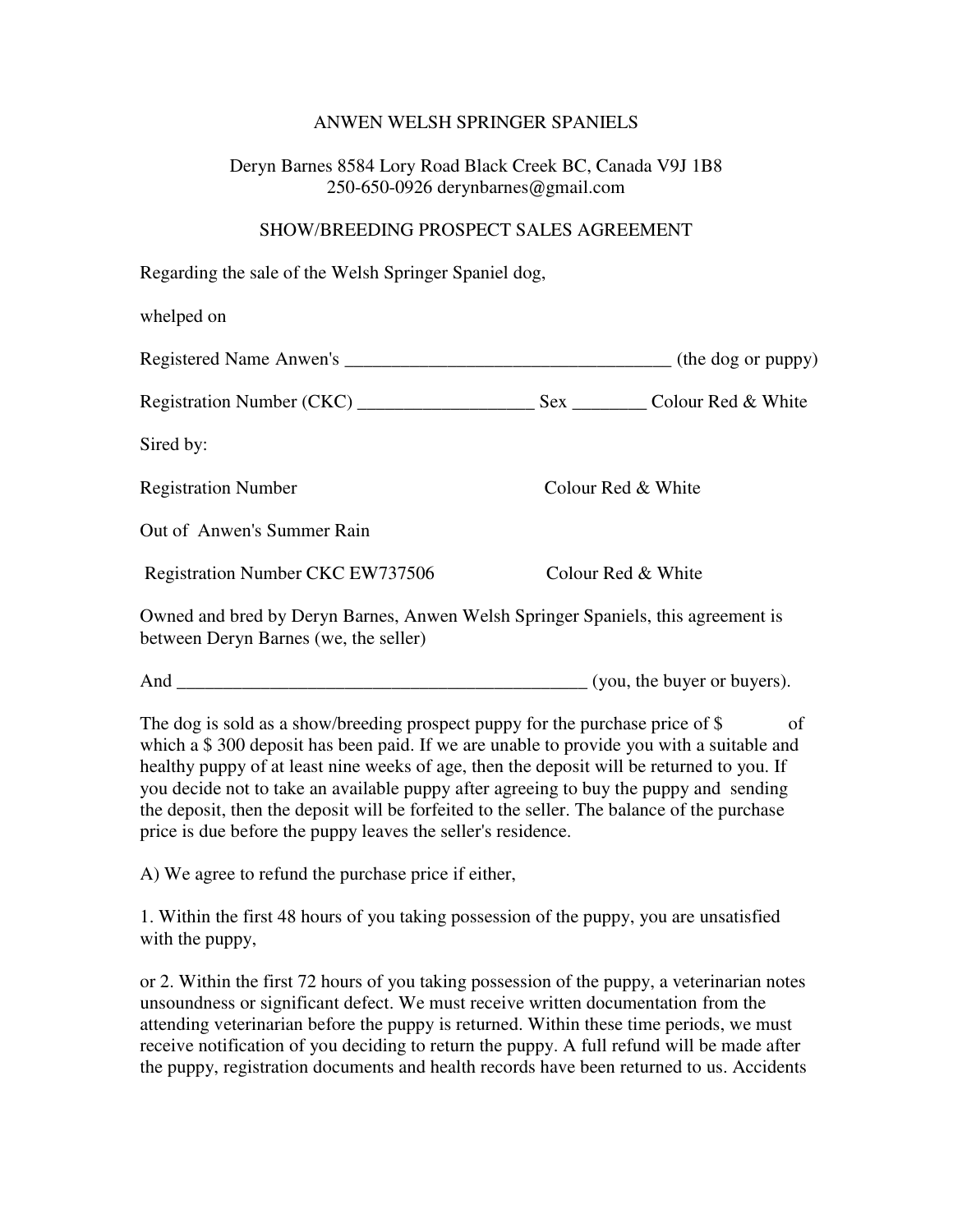# ANWEN WELSH SPRINGER SPANIELS

Deryn Barnes 8584 Lory Road Black Creek BC, Canada V9J 1B8
250-650-0926 derynbarnes@gmail.com

## SHOW/BREEDING PROSPECT SALES AGREEMENT

Regarding the sale of the Welsh Springer Spaniel dog,

whelped on

Registered Name Anwen's ___________________________________ (the dog or puppy)

Registration Number (CKC) __________________ Sex ________ Colour Red & White

Sired by:

Registration Number Colour Red & White

Out of Anwen's Summer Rain

Registration Number CKC EW737506 Colour Red & White

Owned and bred by Deryn Barnes, Anwen Welsh Springer Spaniels, this agreement is between Deryn Barnes (we, the seller)

And _____________________________________________ (you, the buyer or buyers).

The dog is sold as a show/breeding prospect puppy for the purchase price of $ of which a $ 300 deposit has been paid. If we are unable to provide you with a suitable and healthy puppy of at least nine weeks of age, then the deposit will be returned to you. If you decide not to take an available puppy after agreeing to buy the puppy and sending the deposit, then the deposit will be forfeited to the seller. The balance of the purchase price is due before the puppy leaves the seller's residence.

A) We agree to refund the purchase price if either,

1. Within the first 48 hours of you taking possession of the puppy, you are unsatisfied with the puppy,

or 2. Within the first 72 hours of you taking possession of the puppy, a veterinarian notes unsoundness or significant defect. We must receive written documentation from the attending veterinarian before the puppy is returned. Within these time periods, we must receive notification of you deciding to return the puppy. A full refund will be made after the puppy, registration documents and health records have been returned to us. Accidents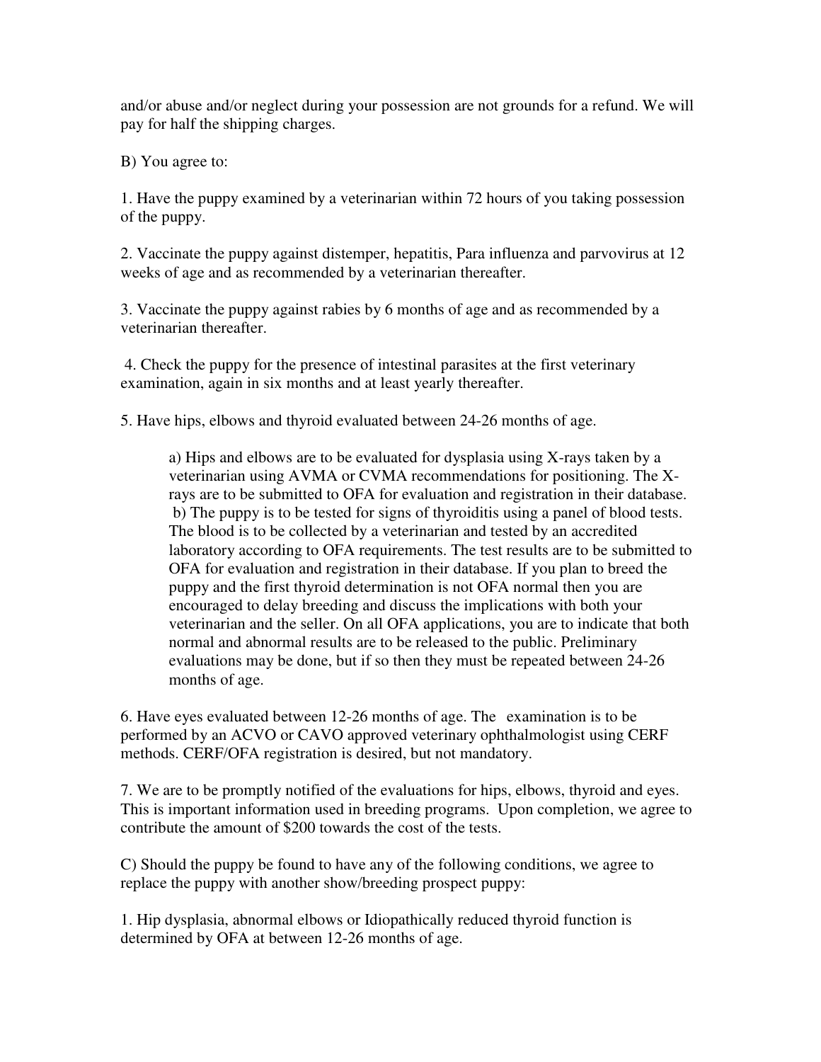and/or abuse and/or neglect during your possession are not grounds for a refund. We will pay for half the shipping charges.

B) You agree to:

1. Have the puppy examined by a veterinarian within 72 hours of you taking possession of the puppy.

2. Vaccinate the puppy against distemper, hepatitis, Para influenza and parvovirus at 12 weeks of age and as recommended by a veterinarian thereafter.

3. Vaccinate the puppy against rabies by 6 months of age and as recommended by a veterinarian thereafter.

4. Check the puppy for the presence of intestinal parasites at the first veterinary examination, again in six months and at least yearly thereafter.

5. Have hips, elbows and thyroid evaluated between 24-26 months of age.

   a) Hips and elbows are to be evaluated for dysplasia using X-rays taken by a veterinarian using AVMA or CVMA recommendations for positioning. The X-rays are to be submitted to OFA for evaluation and registration in their database.
   b) The puppy is to be tested for signs of thyroiditis using a panel of blood tests. The blood is to be collected by a veterinarian and tested by an accredited laboratory according to OFA requirements. The test results are to be submitted to OFA for evaluation and registration in their database. If you plan to breed the puppy and the first thyroid determination is not OFA normal then you are encouraged to delay breeding and discuss the implications with both your veterinarian and the seller. On all OFA applications, you are to indicate that both normal and abnormal results are to be released to the public. Preliminary evaluations may be done, but if so then they must be repeated between 24-26 months of age.

6. Have eyes evaluated between 12-26 months of age. The examination is to be performed by an ACVO or CAVO approved veterinary ophthalmologist using CERF methods. CERF/OFA registration is desired, but not mandatory.

7. We are to be promptly notified of the evaluations for hips, elbows, thyroid and eyes. This is important information used in breeding programs. Upon completion, we agree to contribute the amount of $200 towards the cost of the tests.

C) Should the puppy be found to have any of the following conditions, we agree to replace the puppy with another show/breeding prospect puppy:

1. Hip dysplasia, abnormal elbows or Idiopathically reduced thyroid function is determined by OFA at between 12-26 months of age.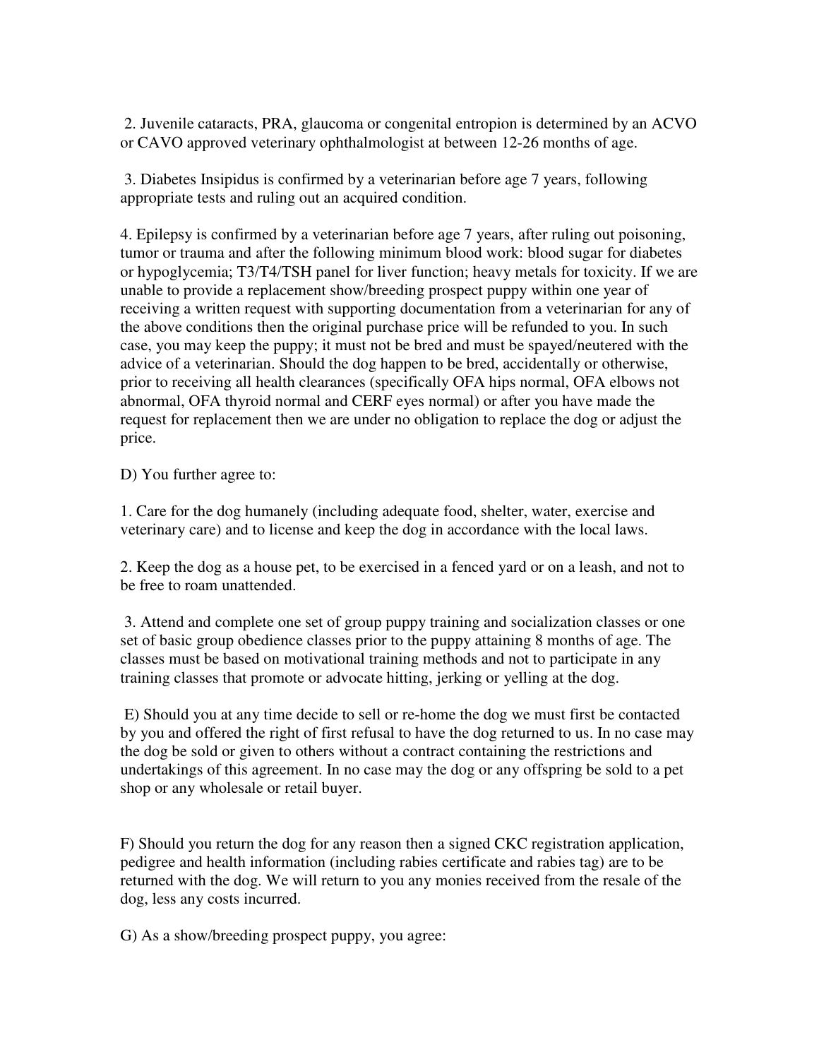2. Juvenile cataracts, PRA, glaucoma or congenital entropion is determined by an ACVO or CAVO approved veterinary ophthalmologist at between 12-26 months of age.

3. Diabetes Insipidus is confirmed by a veterinarian before age 7 years, following appropriate tests and ruling out an acquired condition.

4. Epilepsy is confirmed by a veterinarian before age 7 years, after ruling out poisoning, tumor or trauma and after the following minimum blood work: blood sugar for diabetes or hypoglycemia; T3/T4/TSH panel for liver function; heavy metals for toxicity. If we are unable to provide a replacement show/breeding prospect puppy within one year of receiving a written request with supporting documentation from a veterinarian for any of the above conditions then the original purchase price will be refunded to you. In such case, you may keep the puppy; it must not be bred and must be spayed/neutered with the advice of a veterinarian. Should the dog happen to be bred, accidentally or otherwise, prior to receiving all health clearances (specifically OFA hips normal, OFA elbows not abnormal, OFA thyroid normal and CERF eyes normal) or after you have made the request for replacement then we are under no obligation to replace the dog or adjust the price.

D) You further agree to:

1. Care for the dog humanely (including adequate food, shelter, water, exercise and veterinary care) and to license and keep the dog in accordance with the local laws.

2. Keep the dog as a house pet, to be exercised in a fenced yard or on a leash, and not to be free to roam unattended.

3. Attend and complete one set of group puppy training and socialization classes or one set of basic group obedience classes prior to the puppy attaining 8 months of age. The classes must be based on motivational training methods and not to participate in any training classes that promote or advocate hitting, jerking or yelling at the dog.

E) Should you at any time decide to sell or re-home the dog we must first be contacted by you and offered the right of first refusal to have the dog returned to us. In no case may the dog be sold or given to others without a contract containing the restrictions and undertakings of this agreement. In no case may the dog or any offspring be sold to a pet shop or any wholesale or retail buyer.

F) Should you return the dog for any reason then a signed CKC registration application, pedigree and health information (including rabies certificate and rabies tag) are to be returned with the dog. We will return to you any monies received from the resale of the dog, less any costs incurred.

G) As a show/breeding prospect puppy, you agree: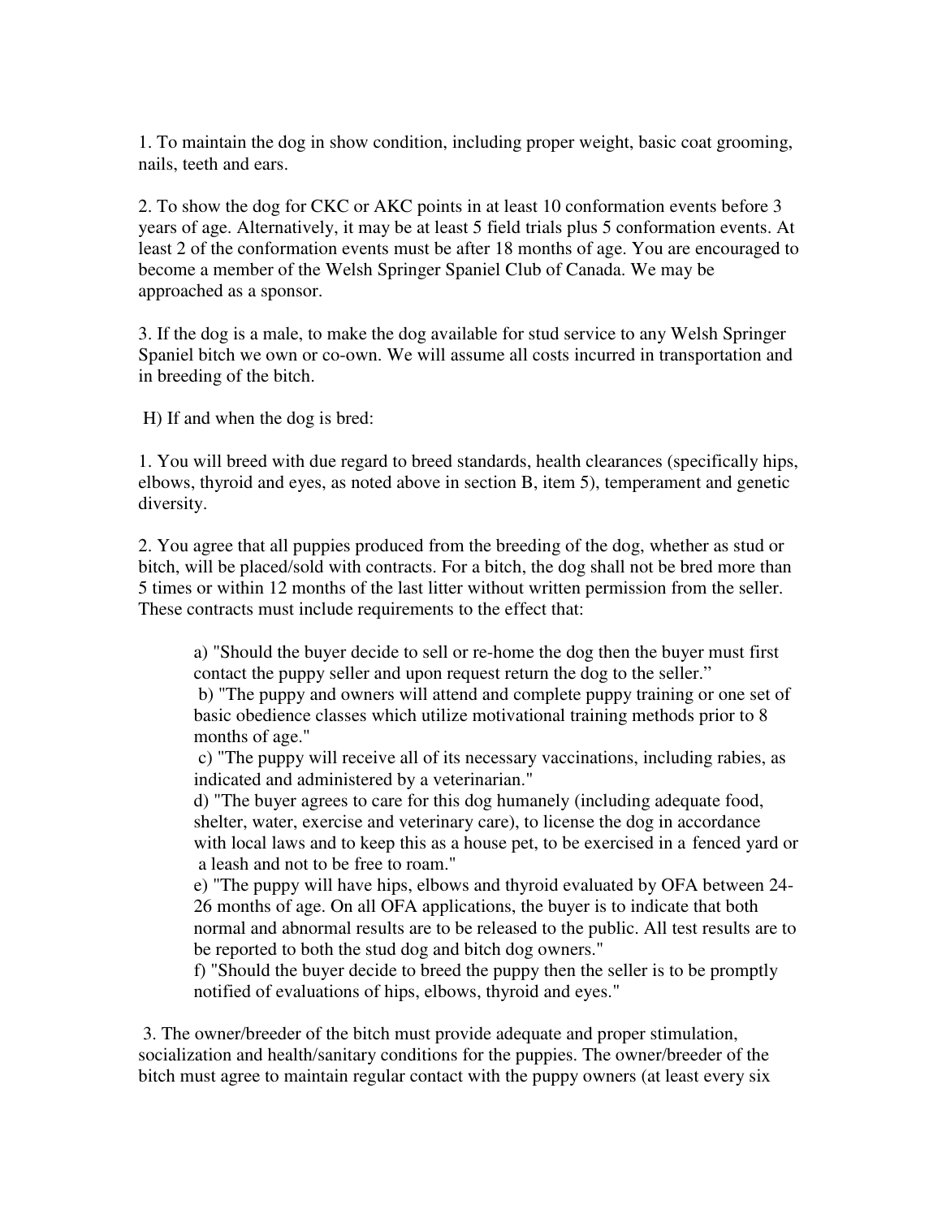1. To maintain the dog in show condition, including proper weight, basic coat grooming, nails, teeth and ears.

2. To show the dog for CKC or AKC points in at least 10 conformation events before 3 years of age. Alternatively, it may be at least 5 field trials plus 5 conformation events. At least 2 of the conformation events must be after 18 months of age. You are encouraged to become a member of the Welsh Springer Spaniel Club of Canada. We may be approached as a sponsor.

3. If the dog is a male, to make the dog available for stud service to any Welsh Springer Spaniel bitch we own or co-own. We will assume all costs incurred in transportation and in breeding of the bitch.

H) If and when the dog is bred:

1. You will breed with due regard to breed standards, health clearances (specifically hips, elbows, thyroid and eyes, as noted above in section B, item 5), temperament and genetic diversity.

2. You agree that all puppies produced from the breeding of the dog, whether as stud or bitch, will be placed/sold with contracts. For a bitch, the dog shall not be bred more than 5 times or within 12 months of the last litter without written permission from the seller. These contracts must include requirements to the effect that:

> a) "Should the buyer decide to sell or re-home the dog then the buyer must first contact the puppy seller and upon request return the dog to the seller."
> b) "The puppy and owners will attend and complete puppy training or one set of basic obedience classes which utilize motivational training methods prior to 8 months of age."
> c) "The puppy will receive all of its necessary vaccinations, including rabies, as indicated and administered by a veterinarian."
> d) "The buyer agrees to care for this dog humanely (including adequate food, shelter, water, exercise and veterinary care), to license the dog in accordance with local laws and to keep this as a house pet, to be exercised in a fenced yard or a leash and not to be free to roam."
> e) "The puppy will have hips, elbows and thyroid evaluated by OFA between 24-26 months of age. On all OFA applications, the buyer is to indicate that both normal and abnormal results are to be released to the public. All test results are to be reported to both the stud dog and bitch dog owners."
> f) "Should the buyer decide to breed the puppy then the seller is to be promptly notified of evaluations of hips, elbows, thyroid and eyes."

3. The owner/breeder of the bitch must provide adequate and proper stimulation, socialization and health/sanitary conditions for the puppies. The owner/breeder of the bitch must agree to maintain regular contact with the puppy owners (at least every six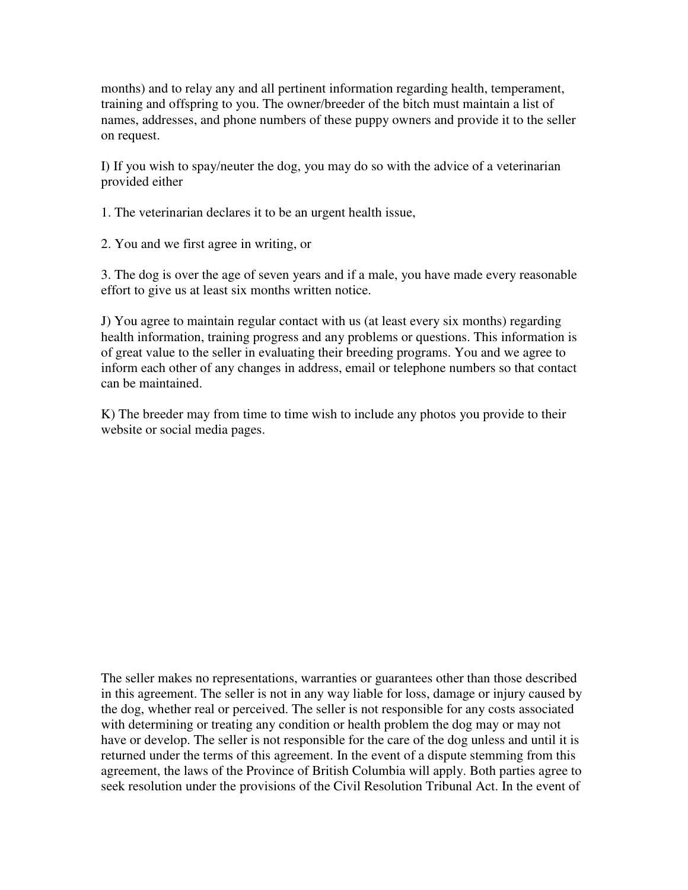months) and to relay any and all pertinent information regarding health, temperament, training and offspring to you. The owner/breeder of the bitch must maintain a list of names, addresses, and phone numbers of these puppy owners and provide it to the seller on request.

I) If you wish to spay/neuter the dog, you may do so with the advice of a veterinarian provided either

1. The veterinarian declares it to be an urgent health issue,

2. You and we first agree in writing, or

3. The dog is over the age of seven years and if a male, you have made every reasonable effort to give us at least six months written notice.

J) You agree to maintain regular contact with us (at least every six months) regarding health information, training progress and any problems or questions. This information is of great value to the seller in evaluating their breeding programs. You and we agree to inform each other of any changes in address, email or telephone numbers so that contact can be maintained.

K) The breeder may from time to time wish to include any photos you provide to their website or social media pages.

The seller makes no representations, warranties or guarantees other than those described in this agreement. The seller is not in any way liable for loss, damage or injury caused by the dog, whether real or perceived. The seller is not responsible for any costs associated with determining or treating any condition or health problem the dog may or may not have or develop. The seller is not responsible for the care of the dog unless and until it is returned under the terms of this agreement. In the event of a dispute stemming from this agreement, the laws of the Province of British Columbia will apply. Both parties agree to seek resolution under the provisions of the Civil Resolution Tribunal Act. In the event of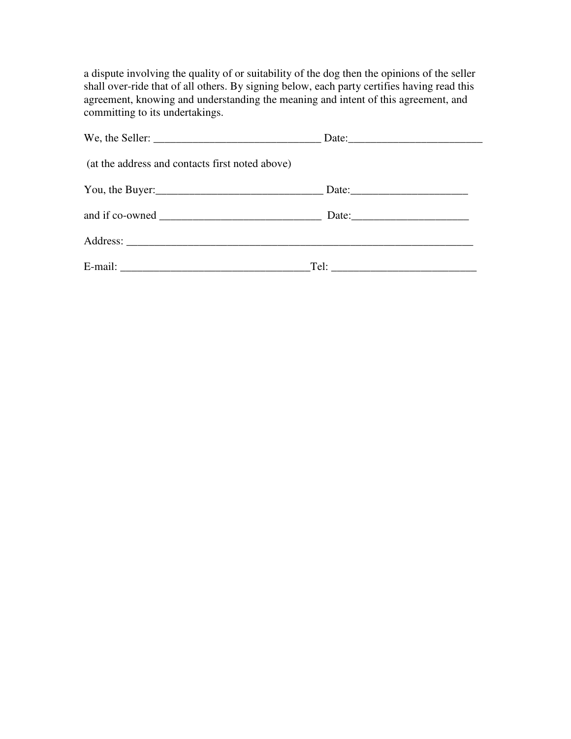a dispute involving the quality of or suitability of the dog then the opinions of the seller shall over-ride that of all others. By signing below, each party certifies having read this agreement, knowing and understanding the meaning and intent of this agreement, and committing to its undertakings.

We, the Seller: ______________________________ Date:________________________

(at the address and contacts first noted above)

You, the Buyer:______________________________ Date:_____________________

and if co-owned _____________________________ Date:_____________________

Address: _________________________________________________________________

E-mail: _________________________________Tel: __________________________